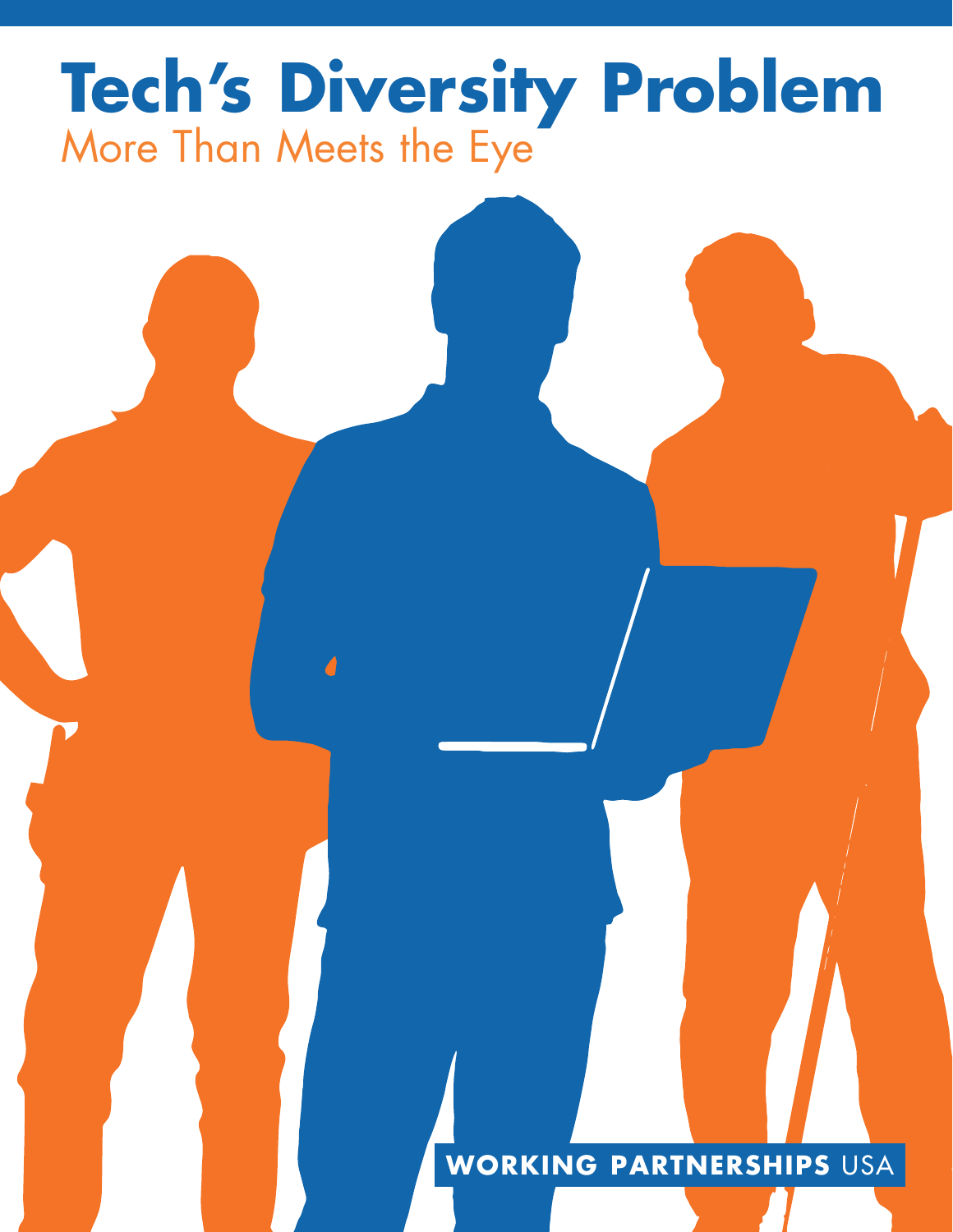# Tech's Diversity Problem

## More Than Meets the Eye

**WORKING PARTNERSHIPS** USA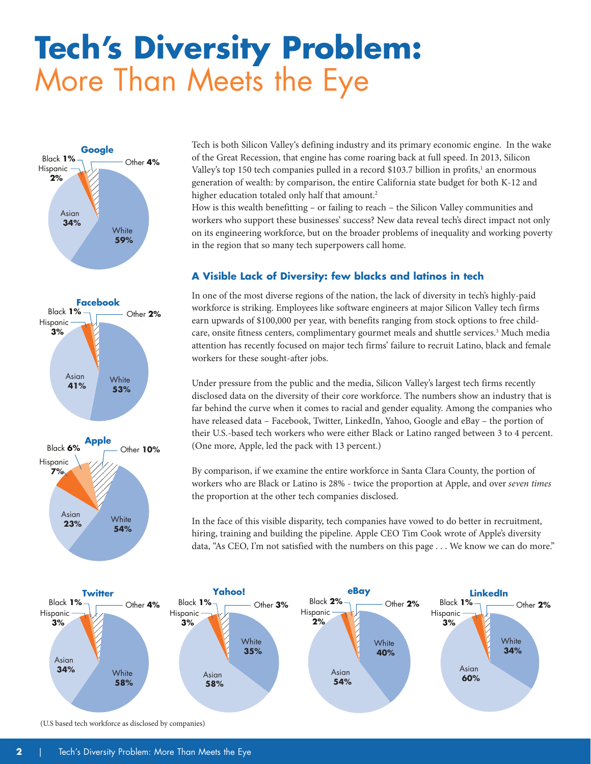# Tech's Diversity Problem: More Than Meets the Eye

**Google**

| Group | Share |
|---|---|
| White | 59% |
| Asian | 34% |
| Hispanic | 2% |
| Black | 1% |
| Other | 4% |

**Facebook**

| Group | Share |
|---|---|
| White | 53% |
| Asian | 41% |
| Hispanic | 3% |
| Black | 1% |
| Other | 2% |

**Apple**

| Group | Share |
|---|---|
| White | 54% |
| Asian | 23% |
| Hispanic | 7% |
| Black | 6% |
| Other | 10% |

Tech is both Silicon Valley's defining industry and its primary economic engine. In the wake of the Great Recession, that engine has come roaring back at full speed. In 2013, Silicon Valley's top 150 tech companies pulled in a record $103.7 billion in profits,[1] an enormous generation of wealth: by comparison, the entire California state budget for both K-12 and higher education totaled only half that amount.[2]

How is this wealth benefitting – or failing to reach – the Silicon Valley communities and workers who support these businesses' success? New data reveal tech's direct impact not only on its engineering workforce, but on the broader problems of inequality and working poverty in the region that so many tech superpowers call home.

## A Visible Lack of Diversity: few blacks and latinos in tech

In one of the most diverse regions of the nation, the lack of diversity in tech's highly-paid workforce is striking. Employees like software engineers at major Silicon Valley tech firms earn upwards of $100,000 per year, with benefits ranging from stock options to free child-care, onsite fitness centers, complimentary gourmet meals and shuttle services.[3] Much media attention has recently focused on major tech firms' failure to recruit Latino, black and female workers for these sought-after jobs.

Under pressure from the public and the media, Silicon Valley's largest tech firms recently disclosed data on the diversity of their core workforce. The numbers show an industry that is far behind the curve when it comes to racial and gender equality. Among the companies who have released data – Facebook, Twitter, LinkedIn, Yahoo, Google and eBay – the portion of their U.S.-based tech workers who were either Black or Latino ranged between 3 to 4 percent. (One more, Apple, led the pack with 13 percent.)

By comparison, if we examine the entire workforce in Santa Clara County, the portion of workers who are Black or Latino is 28% - twice the proportion at Apple, and over *seven times* the proportion at the other tech companies disclosed.

In the face of this visible disparity, tech companies have vowed to do better in recruitment, hiring, training and building the pipeline. Apple CEO Tim Cook wrote of Apple's diversity data, "As CEO, I'm not satisfied with the numbers on this page . . . We know we can do more."

**Twitter**

| Group | Share |
|---|---|
| White | 58% |
| Asian | 34% |
| Hispanic | 3% |
| Black | 1% |
| Other | 4% |

**Yahoo!**

| Group | Share |
|---|---|
| White | 35% |
| Asian | 58% |
| Hispanic | 3% |
| Black | 1% |
| Other | 3% |

**eBay**

| Group | Share |
|---|---|
| White | 40% |
| Asian | 54% |
| Hispanic | 2% |
| Black | 2% |
| Other | 2% |

**LinkedIn**

| Group | Share |
|---|---|
| White | 34% |
| Asian | 60% |
| Hispanic | 3% |
| Black | 1% |
| Other | 2% |

(U.S based tech workforce as disclosed by companies)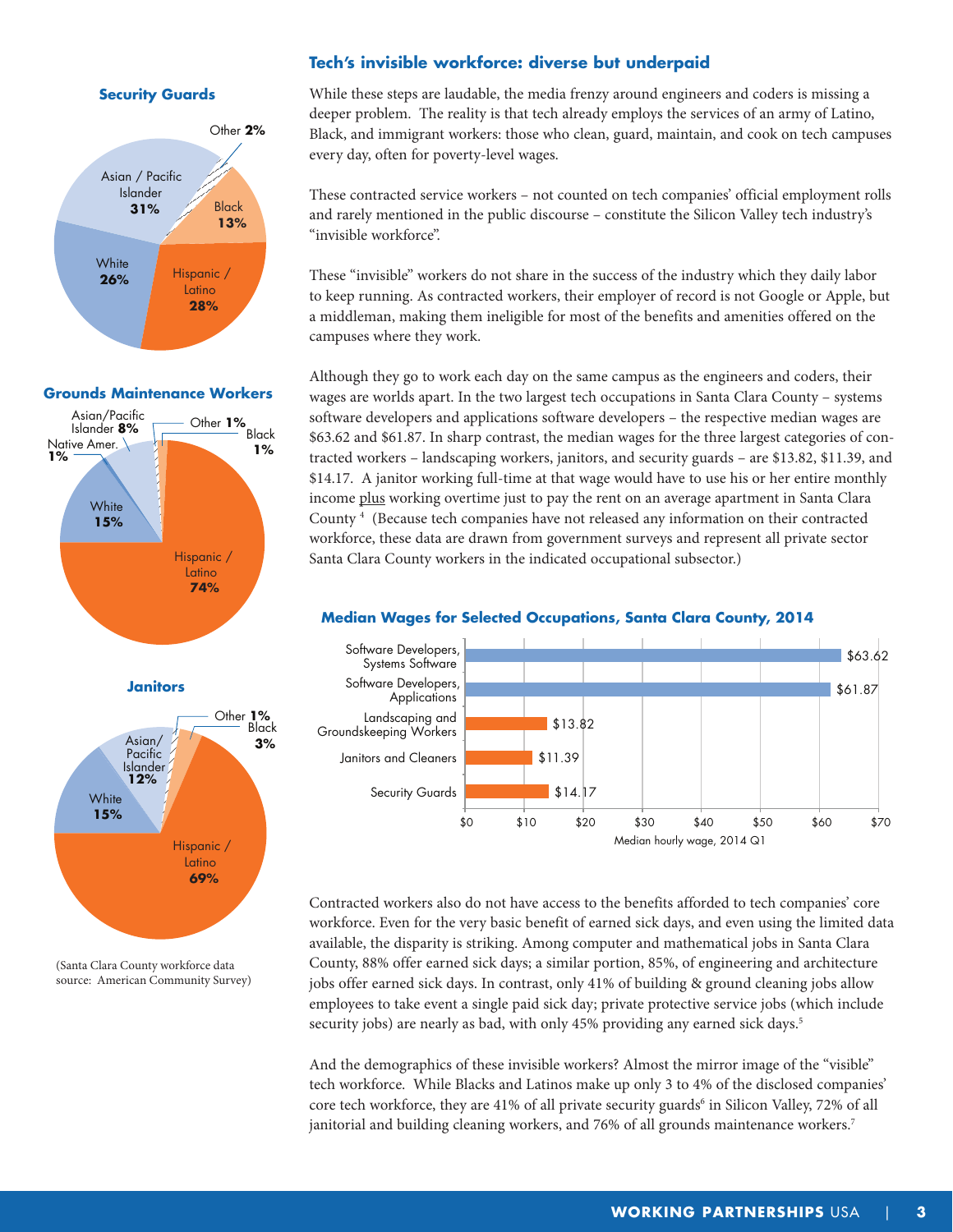## Tech's invisible workforce: diverse but underpaid

While these steps are laudable, the media frenzy around engineers and coders is missing a deeper problem. The reality is that tech already employs the services of an army of Latino, Black, and immigrant workers: those who clean, guard, maintain, and cook on tech campuses every day, often for poverty-level wages.

These contracted service workers – not counted on tech companies' official employment rolls and rarely mentioned in the public discourse – constitute the Silicon Valley tech industry's "invisible workforce".

These "invisible" workers do not share in the success of the industry which they daily labor to keep running. As contracted workers, their employer of record is not Google or Apple, but a middleman, making them ineligible for most of the benefits and amenities offered on the campuses where they work.

Although they go to work each day on the same campus as the engineers and coders, their wages are worlds apart. In the two largest tech occupations in Santa Clara County – systems software developers and applications software developers – the respective median wages are $63.62 and $61.87. In sharp contrast, the median wages for the three largest categories of contracted workers – landscaping workers, janitors, and security guards – are $13.82, $11.39, and $14.17. A janitor working full-time at that wage would have to use his or her entire monthly income plus working overtime just to pay the rent on an average apartment in Santa Clara County [4] (Because tech companies have not released any information on their contracted workforce, these data are drawn from government surveys and represent all private sector Santa Clara County workers in the indicated occupational subsector.)

**Median Wages for Selected Occupations, Santa Clara County, 2014**

| Occupation | Median hourly wage, 2014 Q1 |
|---|---|
| Software Developers, Systems Software | $63.62 |
| Software Developers, Applications | $61.87 |
| Landscaping and Groundskeeping Workers | $13.82 |
| Janitors and Cleaners | $11.39 |
| Security Guards | $14.17 |

**Security Guards**

| Group | Share |
|---|---|
| Asian / Pacific Islander | 31% |
| Hispanic / Latino | 28% |
| White | 26% |
| Black | 13% |
| Other | 2% |

**Grounds Maintenance Workers**

| Group | Share |
|---|---|
| Hispanic / Latino | 74% |
| White | 15% |
| Asian/Pacific Islander | 8% |
| Native Amer. | 1% |
| Other | 1% |
| Black | 1% |

**Janitors**

| Group | Share |
|---|---|
| Hispanic / Latino | 69% |
| White | 15% |
| Asian/ Pacific Islander | 12% |
| Black | 3% |
| Other | 1% |

(Santa Clara County workforce data source: American Community Survey)

Contracted workers also do not have access to the benefits afforded to tech companies' core workforce. Even for the very basic benefit of earned sick days, and even using the limited data available, the disparity is striking. Among computer and mathematical jobs in Santa Clara County, 88% offer earned sick days; a similar portion, 85%, of engineering and architecture jobs offer earned sick days. In contrast, only 41% of building & ground cleaning jobs allow employees to take event a single paid sick day; private protective service jobs (which include security jobs) are nearly as bad, with only 45% providing any earned sick days.[5]

And the demographics of these invisible workers? Almost the mirror image of the "visible" tech workforce. While Blacks and Latinos make up only 3 to 4% of the disclosed companies' core tech workforce, they are 41% of all private security guards[6] in Silicon Valley, 72% of all janitorial and building cleaning workers, and 76% of all grounds maintenance workers.[7]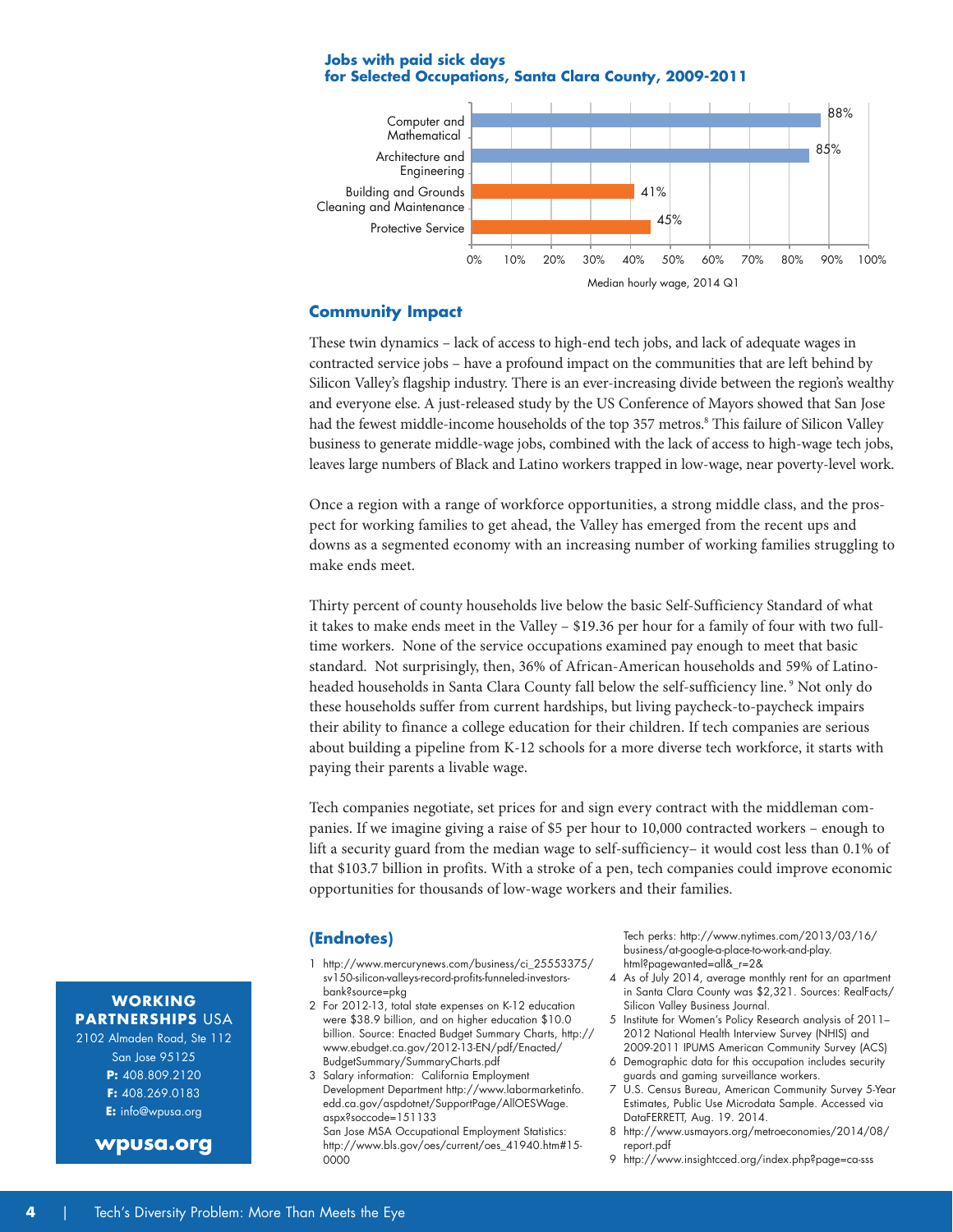**Jobs with paid sick days for Selected Occupations, Santa Clara County, 2009-2011**

Computer and Mathematical 88%
Architecture and Engineering 85%
Building and Grounds Cleaning and Maintenance 41%
Protective Service 45%

0% 10% 20% 30% 40% 50% 60% 70% 80% 90% 100%

Median hourly wage, 2014 Q1

## Community Impact

These twin dynamics – lack of access to high-end tech jobs, and lack of adequate wages in contracted service jobs – have a profound impact on the communities that are left behind by Silicon Valley's flagship industry. There is an ever-increasing divide between the region's wealthy and everyone else. A just-released study by the US Conference of Mayors showed that San Jose had the fewest middle-income households of the top 357 metros.[8] This failure of Silicon Valley business to generate middle-wage jobs, combined with the lack of access to high-wage tech jobs, leaves large numbers of Black and Latino workers trapped in low-wage, near poverty-level work.

Once a region with a range of workforce opportunities, a strong middle class, and the prospect for working families to get ahead, the Valley has emerged from the recent ups and downs as a segmented economy with an increasing number of working families struggling to make ends meet.

Thirty percent of county households live below the basic Self-Sufficiency Standard of what it takes to make ends meet in the Valley – $19.36 per hour for a family of four with two full-time workers. None of the service occupations examined pay enough to meet that basic standard. Not surprisingly, then, 36% of African-American households and 59% of Latino-headed households in Santa Clara County fall below the self-sufficiency line.[9] Not only do these households suffer from current hardships, but living paycheck-to-paycheck impairs their ability to finance a college education for their children. If tech companies are serious about building a pipeline from K-12 schools for a more diverse tech workforce, it starts with paying their parents a livable wage.

Tech companies negotiate, set prices for and sign every contract with the middleman companies. If we imagine giving a raise of $5 per hour to 10,000 contracted workers – enough to lift a security guard from the median wage to self-sufficiency– it would cost less than 0.1% of that $103.7 billion in profits. With a stroke of a pen, tech companies could improve economic opportunities for thousands of low-wage workers and their families.

## (Endnotes)

1. http://www.mercurynews.com/business/ci_25553375/sv150-silicon-valleys-record-profits-funneled-investors-bank?source=pkg
2. For 2012-13, total state expenses on K-12 education were $38.9 billion, and on higher education $10.0 billion. Source: Enacted Budget Summary Charts, http://www.ebudget.ca.gov/2012-13-EN/pdf/Enacted/BudgetSummary/SummaryCharts.pdf
3. Salary information: California Employment Development Department http://www.labormarketinfo.edd.ca.gov/aspdotnet/SupportPage/AllOESWage.aspx?soccode=151133
   San Jose MSA Occupational Employment Statistics: http://www.bls.gov/oes/current/oes_41940.htm#15-0000
   Tech perks: http://www.nytimes.com/2013/03/16/business/at-google-a-place-to-work-and-play.html?pagewanted=all&_r=2&
4. As of July 2014, average monthly rent for an apartment in Santa Clara County was $2,321. Sources: RealFacts/Silicon Valley Business Journal.
5. Institute for Women's Policy Research analysis of 2011–2012 National Health Interview Survey (NHIS) and 2009-2011 IPUMS American Community Survey (ACS)
6. Demographic data for this occupation includes security guards and gaming surveillance workers.
7. U.S. Census Bureau, American Community Survey 5-Year Estimates, Public Use Microdata Sample. Accessed via DataFERRETT, Aug. 19. 2014.
8. http://www.usmayors.org/metroeconomies/2014/08/report.pdf
9. http://www.insightcced.org/index.php?page=ca-sss

**WORKING PARTNERSHIPS USA**
2102 Almaden Road, Ste 112
San Jose 95125
**P:** 408.809.2120
**F:** 408.269.0183
**E:** info@wpusa.org

**wpusa.org**